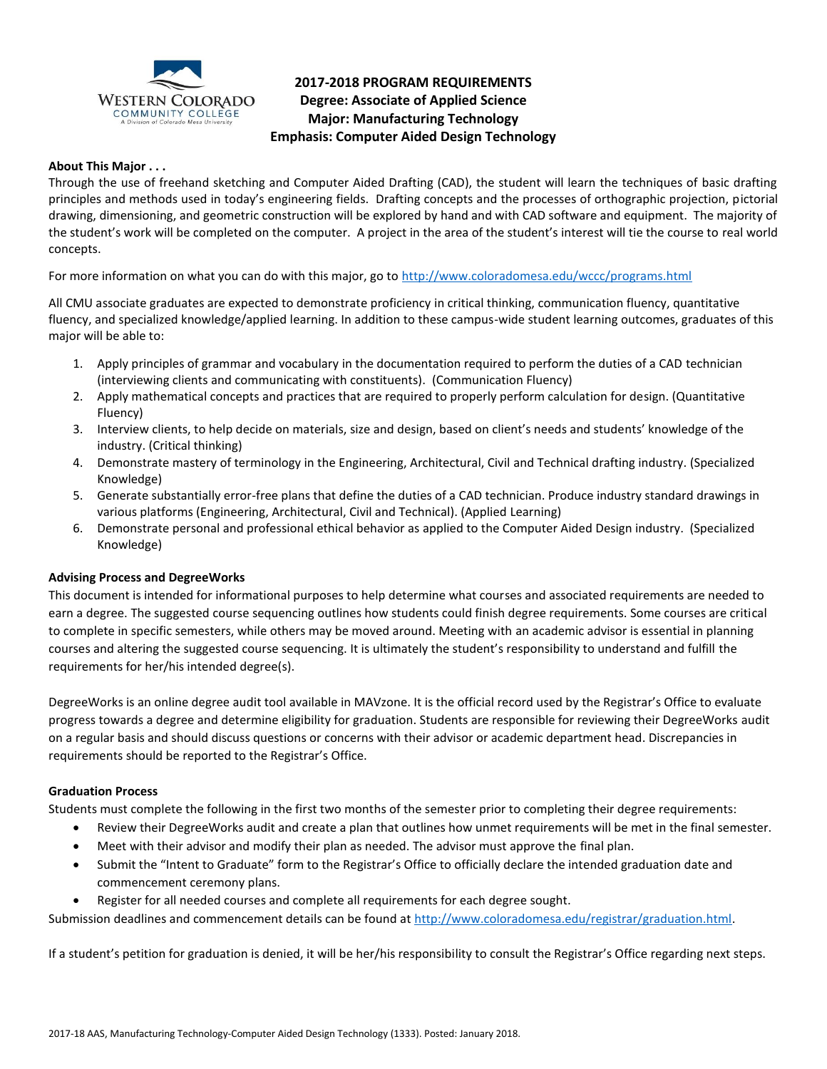# 2017-2018 PROGRAM REQUIREMENTS
## Degree: Associate of Applied Science
## Major: Manufacturing Technology
## Emphasis: Computer Aided Design Technology

**About This Major . . .**

Through the use of freehand sketching and Computer Aided Drafting (CAD), the student will learn the techniques of basic drafting principles and methods used in today's engineering fields. Drafting concepts and the processes of orthographic projection, pictorial drawing, dimensioning, and geometric construction will be explored by hand and with CAD software and equipment. The majority of the student's work will be completed on the computer. A project in the area of the student's interest will tie the course to real world concepts.

For more information on what you can do with this major, go to http://www.coloradomesa.edu/wccc/programs.html

All CMU associate graduates are expected to demonstrate proficiency in critical thinking, communication fluency, quantitative fluency, and specialized knowledge/applied learning. In addition to these campus-wide student learning outcomes, graduates of this major will be able to:

1. Apply principles of grammar and vocabulary in the documentation required to perform the duties of a CAD technician (interviewing clients and communicating with constituents). (Communication Fluency)
2. Apply mathematical concepts and practices that are required to properly perform calculation for design. (Quantitative Fluency)
3. Interview clients, to help decide on materials, size and design, based on client's needs and students' knowledge of the industry. (Critical thinking)
4. Demonstrate mastery of terminology in the Engineering, Architectural, Civil and Technical drafting industry. (Specialized Knowledge)
5. Generate substantially error-free plans that define the duties of a CAD technician. Produce industry standard drawings in various platforms (Engineering, Architectural, Civil and Technical). (Applied Learning)
6. Demonstrate personal and professional ethical behavior as applied to the Computer Aided Design industry. (Specialized Knowledge)

**Advising Process and DegreeWorks**

This document is intended for informational purposes to help determine what courses and associated requirements are needed to earn a degree. The suggested course sequencing outlines how students could finish degree requirements. Some courses are critical to complete in specific semesters, while others may be moved around. Meeting with an academic advisor is essential in planning courses and altering the suggested course sequencing. It is ultimately the student's responsibility to understand and fulfill the requirements for her/his intended degree(s).

DegreeWorks is an online degree audit tool available in MAVzone. It is the official record used by the Registrar's Office to evaluate progress towards a degree and determine eligibility for graduation. Students are responsible for reviewing their DegreeWorks audit on a regular basis and should discuss questions or concerns with their advisor or academic department head. Discrepancies in requirements should be reported to the Registrar's Office.

**Graduation Process**

Students must complete the following in the first two months of the semester prior to completing their degree requirements:

- Review their DegreeWorks audit and create a plan that outlines how unmet requirements will be met in the final semester.
- Meet with their advisor and modify their plan as needed. The advisor must approve the final plan.
- Submit the "Intent to Graduate" form to the Registrar's Office to officially declare the intended graduation date and commencement ceremony plans.
- Register for all needed courses and complete all requirements for each degree sought.

Submission deadlines and commencement details can be found at http://www.coloradomesa.edu/registrar/graduation.html.

If a student's petition for graduation is denied, it will be her/his responsibility to consult the Registrar's Office regarding next steps.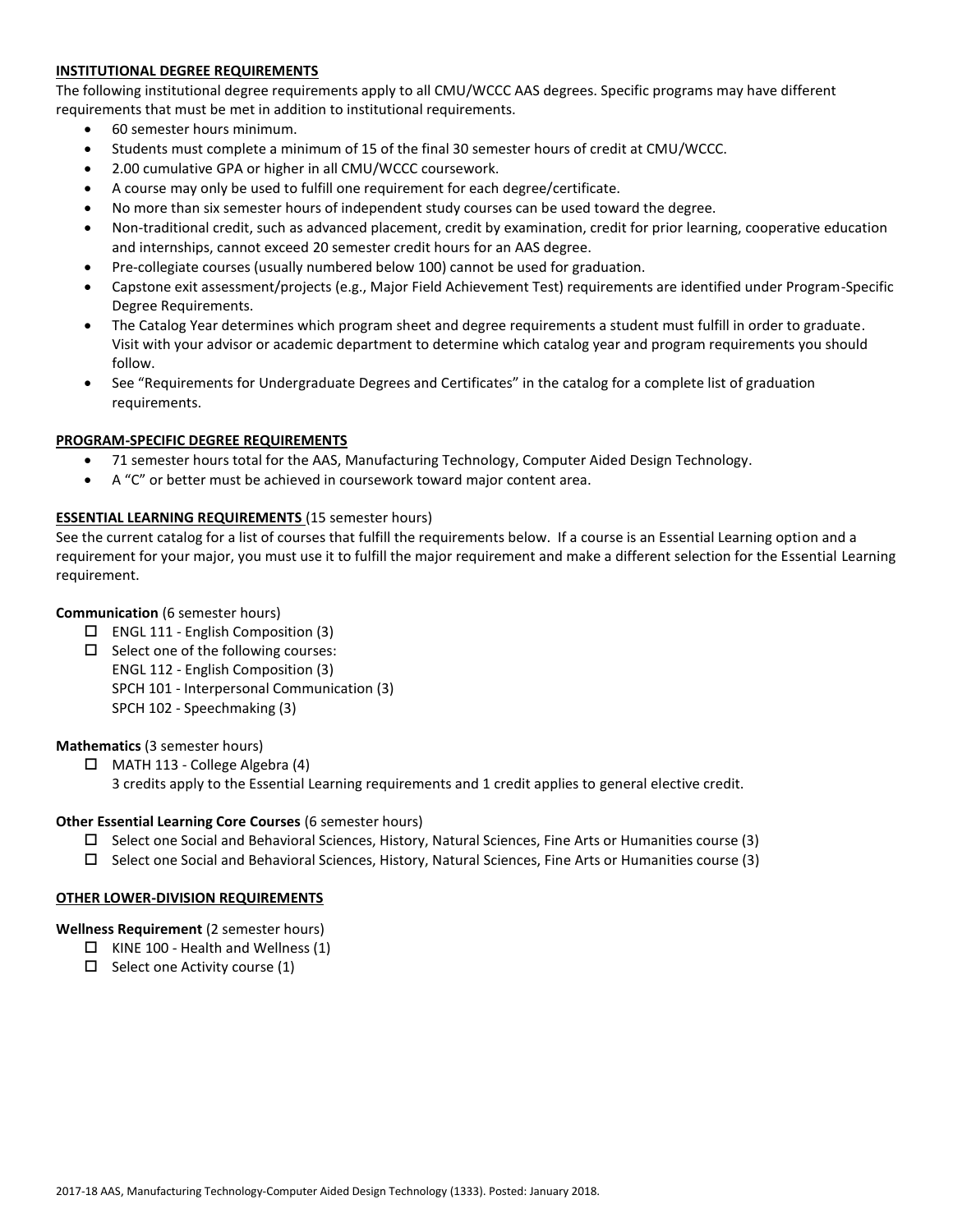## INSTITUTIONAL DEGREE REQUIREMENTS

The following institutional degree requirements apply to all CMU/WCCC AAS degrees. Specific programs may have different requirements that must be met in addition to institutional requirements.

- 60 semester hours minimum.
- Students must complete a minimum of 15 of the final 30 semester hours of credit at CMU/WCCC.
- 2.00 cumulative GPA or higher in all CMU/WCCC coursework.
- A course may only be used to fulfill one requirement for each degree/certificate.
- No more than six semester hours of independent study courses can be used toward the degree.
- Non-traditional credit, such as advanced placement, credit by examination, credit for prior learning, cooperative education and internships, cannot exceed 20 semester credit hours for an AAS degree.
- Pre-collegiate courses (usually numbered below 100) cannot be used for graduation.
- Capstone exit assessment/projects (e.g., Major Field Achievement Test) requirements are identified under Program-Specific Degree Requirements.
- The Catalog Year determines which program sheet and degree requirements a student must fulfill in order to graduate. Visit with your advisor or academic department to determine which catalog year and program requirements you should follow.
- See "Requirements for Undergraduate Degrees and Certificates" in the catalog for a complete list of graduation requirements.

## PROGRAM-SPECIFIC DEGREE REQUIREMENTS

- 71 semester hours total for the AAS, Manufacturing Technology, Computer Aided Design Technology.
- A "C" or better must be achieved in coursework toward major content area.

## ESSENTIAL LEARNING REQUIREMENTS (15 semester hours)

See the current catalog for a list of courses that fulfill the requirements below. If a course is an Essential Learning option and a requirement for your major, you must use it to fulfill the major requirement and make a different selection for the Essential Learning requirement.

**Communication** (6 semester hours)

- ☐ ENGL 111 - English Composition (3)
- ☐ Select one of the following courses:
  ENGL 112 - English Composition (3)
  SPCH 101 - Interpersonal Communication (3)
  SPCH 102 - Speechmaking (3)

**Mathematics** (3 semester hours)

- ☐ MATH 113 - College Algebra (4)
  3 credits apply to the Essential Learning requirements and 1 credit applies to general elective credit.

**Other Essential Learning Core Courses** (6 semester hours)

- ☐ Select one Social and Behavioral Sciences, History, Natural Sciences, Fine Arts or Humanities course (3)
- ☐ Select one Social and Behavioral Sciences, History, Natural Sciences, Fine Arts or Humanities course (3)

## OTHER LOWER-DIVISION REQUIREMENTS

**Wellness Requirement** (2 semester hours)

- ☐ KINE 100 - Health and Wellness (1)
- ☐ Select one Activity course (1)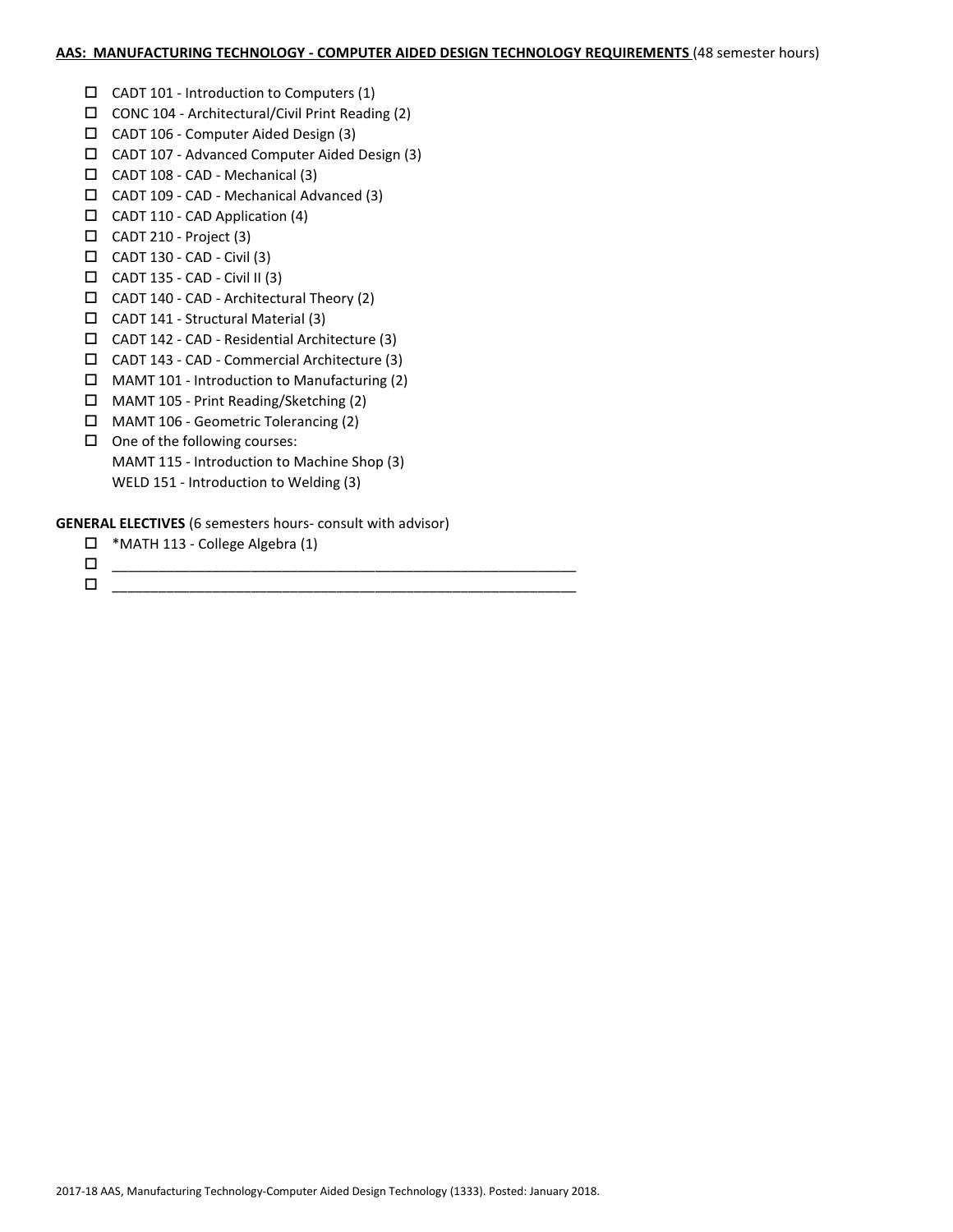**AAS: MANUFACTURING TECHNOLOGY - COMPUTER AIDED DESIGN TECHNOLOGY REQUIREMENTS** (48 semester hours)

- ☐ CADT 101 - Introduction to Computers (1)
- ☐ CONC 104 - Architectural/Civil Print Reading (2)
- ☐ CADT 106 - Computer Aided Design (3)
- ☐ CADT 107 - Advanced Computer Aided Design (3)
- ☐ CADT 108 - CAD - Mechanical (3)
- ☐ CADT 109 - CAD - Mechanical Advanced (3)
- ☐ CADT 110 - CAD Application (4)
- ☐ CADT 210 - Project (3)
- ☐ CADT 130 - CAD - Civil (3)
- ☐ CADT 135 - CAD - Civil II (3)
- ☐ CADT 140 - CAD - Architectural Theory (2)
- ☐ CADT 141 - Structural Material (3)
- ☐ CADT 142 - CAD - Residential Architecture (3)
- ☐ CADT 143 - CAD - Commercial Architecture (3)
- ☐ MAMT 101 - Introduction to Manufacturing (2)
- ☐ MAMT 105 - Print Reading/Sketching (2)
- ☐ MAMT 106 - Geometric Tolerancing (2)
- ☐ One of the following courses:
  MAMT 115 - Introduction to Machine Shop (3)
  WELD 151 - Introduction to Welding (3)

**GENERAL ELECTIVES** (6 semesters hours- consult with advisor)

- ☐ *MATH 113 - College Algebra (1)
- ☐ ____________________________________________________________
- ☐ ____________________________________________________________

2017-18 AAS, Manufacturing Technology-Computer Aided Design Technology (1333). Posted: January 2018.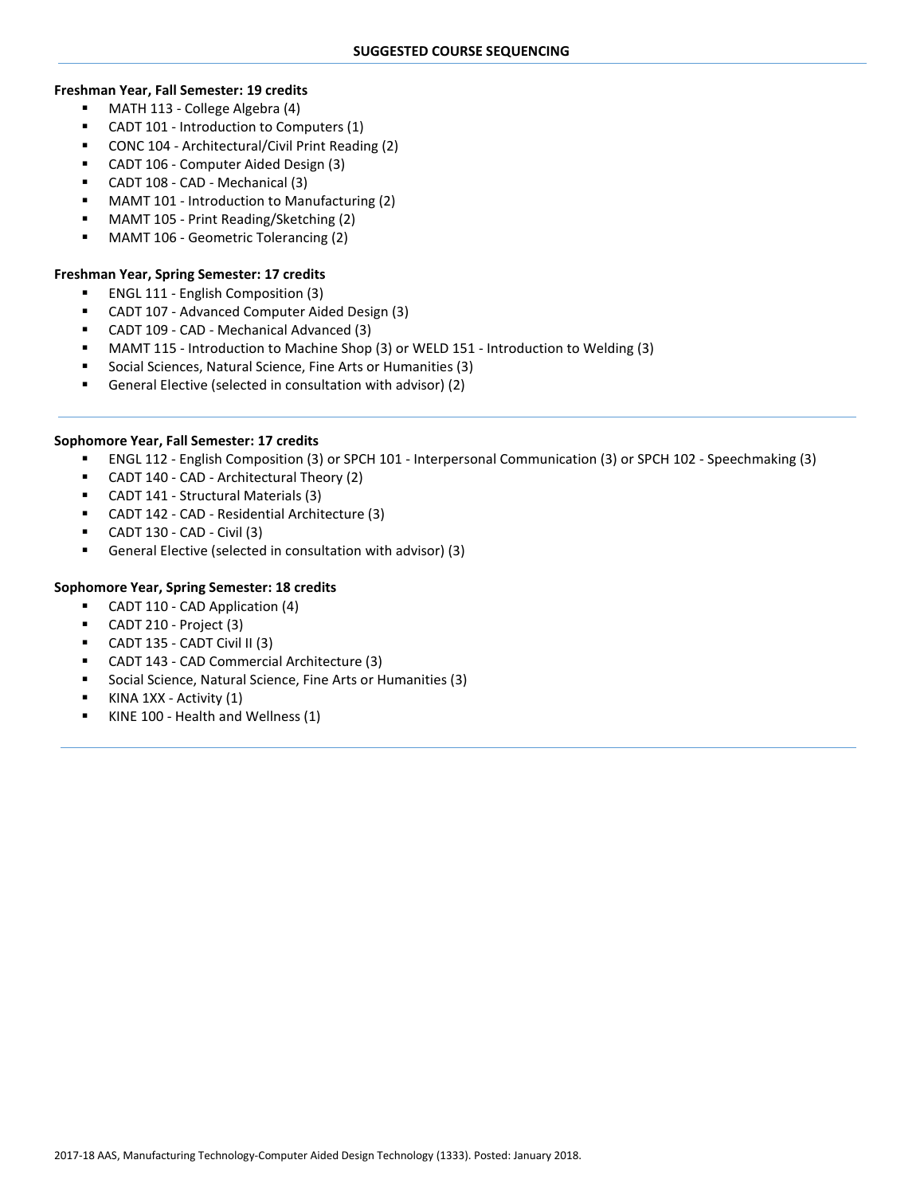## SUGGESTED COURSE SEQUENCING

**Freshman Year, Fall Semester: 19 credits**

- MATH 113 - College Algebra (4)
- CADT 101 - Introduction to Computers (1)
- CONC 104 - Architectural/Civil Print Reading (2)
- CADT 106 - Computer Aided Design (3)
- CADT 108 - CAD - Mechanical (3)
- MAMT 101 - Introduction to Manufacturing (2)
- MAMT 105 - Print Reading/Sketching (2)
- MAMT 106 - Geometric Tolerancing (2)

**Freshman Year, Spring Semester: 17 credits**

- ENGL 111 - English Composition (3)
- CADT 107 - Advanced Computer Aided Design (3)
- CADT 109 - CAD - Mechanical Advanced (3)
- MAMT 115 - Introduction to Machine Shop (3) or WELD 151 - Introduction to Welding (3)
- Social Sciences, Natural Science, Fine Arts or Humanities (3)
- General Elective (selected in consultation with advisor) (2)

---

**Sophomore Year, Fall Semester: 17 credits**

- ENGL 112 - English Composition (3) or SPCH 101 - Interpersonal Communication (3) or SPCH 102 - Speechmaking (3)
- CADT 140 - CAD - Architectural Theory (2)
- CADT 141 - Structural Materials (3)
- CADT 142 - CAD - Residential Architecture (3)
- CADT 130 - CAD - Civil (3)
- General Elective (selected in consultation with advisor) (3)

**Sophomore Year, Spring Semester: 18 credits**

- CADT 110 - CAD Application (4)
- CADT 210 - Project (3)
- CADT 135 - CADT Civil II (3)
- CADT 143 - CAD Commercial Architecture (3)
- Social Science, Natural Science, Fine Arts or Humanities (3)
- KINA 1XX - Activity (1)
- KINE 100 - Health and Wellness (1)

---

2017-18 AAS, Manufacturing Technology-Computer Aided Design Technology (1333). Posted: January 2018.